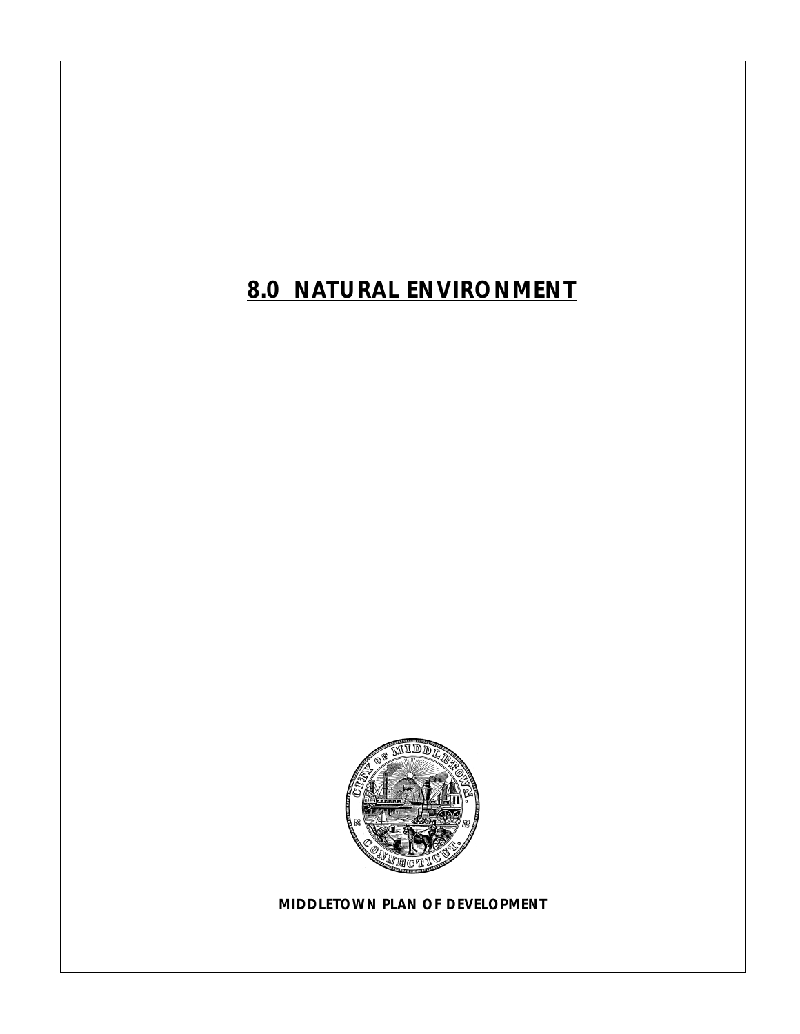# 8.0 NATURAL ENVIRONMENT

**MIDDLETOWN PLAN OF DEVELOPMENT**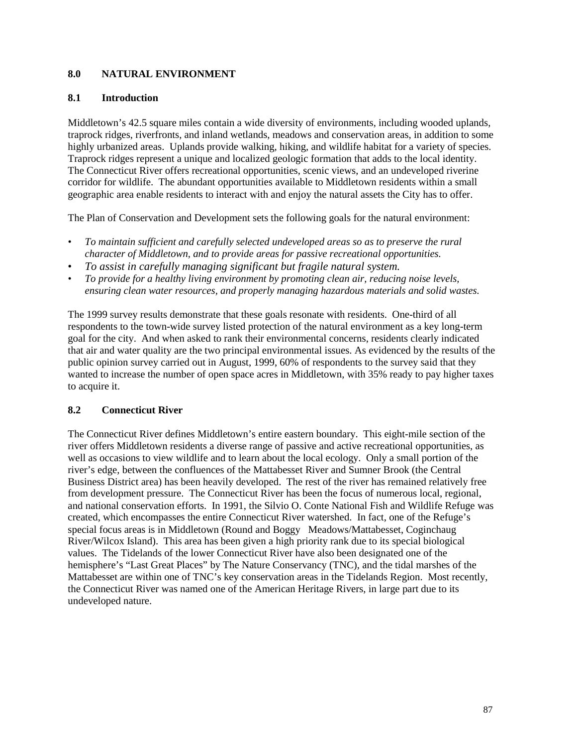## 8.0 NATURAL ENVIRONMENT

### 8.1 Introduction

Middletown's 42.5 square miles contain a wide diversity of environments, including wooded uplands, traprock ridges, riverfronts, and inland wetlands, meadows and conservation areas, in addition to some highly urbanized areas. Uplands provide walking, hiking, and wildlife habitat for a variety of species. Traprock ridges represent a unique and localized geologic formation that adds to the local identity. The Connecticut River offers recreational opportunities, scenic views, and an undeveloped riverine corridor for wildlife. The abundant opportunities available to Middletown residents within a small geographic area enable residents to interact with and enjoy the natural assets the City has to offer.

The Plan of Conservation and Development sets the following goals for the natural environment:

- *To maintain sufficient and carefully selected undeveloped areas so as to preserve the rural character of Middletown, and to provide areas for passive recreational opportunities.*
- *To assist in carefully managing significant but fragile natural system.*
- *To provide for a healthy living environment by promoting clean air, reducing noise levels, ensuring clean water resources, and properly managing hazardous materials and solid wastes.*

The 1999 survey results demonstrate that these goals resonate with residents. One-third of all respondents to the town-wide survey listed protection of the natural environment as a key long-term goal for the city. And when asked to rank their environmental concerns, residents clearly indicated that air and water quality are the two principal environmental issues. As evidenced by the results of the public opinion survey carried out in August, 1999, 60% of respondents to the survey said that they wanted to increase the number of open space acres in Middletown, with 35% ready to pay higher taxes to acquire it.

### 8.2 Connecticut River

The Connecticut River defines Middletown's entire eastern boundary. This eight-mile section of the river offers Middletown residents a diverse range of passive and active recreational opportunities, as well as occasions to view wildlife and to learn about the local ecology. Only a small portion of the river's edge, between the confluences of the Mattabesset River and Sumner Brook (the Central Business District area) has been heavily developed. The rest of the river has remained relatively free from development pressure. The Connecticut River has been the focus of numerous local, regional, and national conservation efforts. In 1991, the Silvio O. Conte National Fish and Wildlife Refuge was created, which encompasses the entire Connecticut River watershed. In fact, one of the Refuge's special focus areas is in Middletown (Round and Boggy Meadows/Mattabesset, Coginchaug River/Wilcox Island). This area has been given a high priority rank due to its special biological values. The Tidelands of the lower Connecticut River have also been designated one of the hemisphere's "Last Great Places" by The Nature Conservancy (TNC), and the tidal marshes of the Mattabesset are within one of TNC's key conservation areas in the Tidelands Region. Most recently, the Connecticut River was named one of the American Heritage Rivers, in large part due to its undeveloped nature.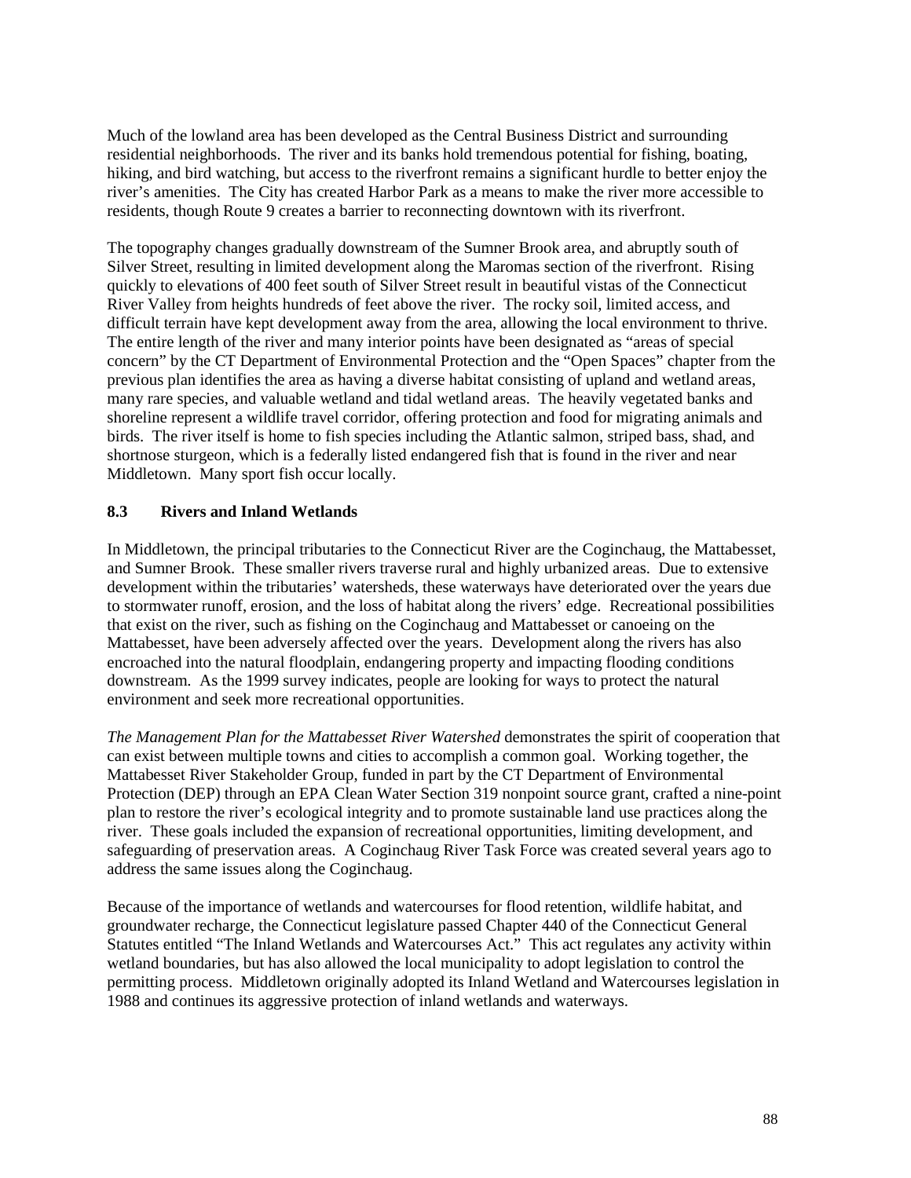Much of the lowland area has been developed as the Central Business District and surrounding residential neighborhoods. The river and its banks hold tremendous potential for fishing, boating, hiking, and bird watching, but access to the riverfront remains a significant hurdle to better enjoy the river's amenities. The City has created Harbor Park as a means to make the river more accessible to residents, though Route 9 creates a barrier to reconnecting downtown with its riverfront.

The topography changes gradually downstream of the Sumner Brook area, and abruptly south of Silver Street, resulting in limited development along the Maromas section of the riverfront. Rising quickly to elevations of 400 feet south of Silver Street result in beautiful vistas of the Connecticut River Valley from heights hundreds of feet above the river. The rocky soil, limited access, and difficult terrain have kept development away from the area, allowing the local environment to thrive. The entire length of the river and many interior points have been designated as "areas of special concern" by the CT Department of Environmental Protection and the "Open Spaces" chapter from the previous plan identifies the area as having a diverse habitat consisting of upland and wetland areas, many rare species, and valuable wetland and tidal wetland areas. The heavily vegetated banks and shoreline represent a wildlife travel corridor, offering protection and food for migrating animals and birds. The river itself is home to fish species including the Atlantic salmon, striped bass, shad, and shortnose sturgeon, which is a federally listed endangered fish that is found in the river and near Middletown. Many sport fish occur locally.

### 8.3 Rivers and Inland Wetlands

In Middletown, the principal tributaries to the Connecticut River are the Coginchaug, the Mattabesset, and Sumner Brook. These smaller rivers traverse rural and highly urbanized areas. Due to extensive development within the tributaries' watersheds, these waterways have deteriorated over the years due to stormwater runoff, erosion, and the loss of habitat along the rivers' edge. Recreational possibilities that exist on the river, such as fishing on the Coginchaug and Mattabesset or canoeing on the Mattabesset, have been adversely affected over the years. Development along the rivers has also encroached into the natural floodplain, endangering property and impacting flooding conditions downstream. As the 1999 survey indicates, people are looking for ways to protect the natural environment and seek more recreational opportunities.

*The Management Plan for the Mattabesset River Watershed* demonstrates the spirit of cooperation that can exist between multiple towns and cities to accomplish a common goal. Working together, the Mattabesset River Stakeholder Group, funded in part by the CT Department of Environmental Protection (DEP) through an EPA Clean Water Section 319 nonpoint source grant, crafted a nine-point plan to restore the river's ecological integrity and to promote sustainable land use practices along the river. These goals included the expansion of recreational opportunities, limiting development, and safeguarding of preservation areas. A Coginchaug River Task Force was created several years ago to address the same issues along the Coginchaug.

Because of the importance of wetlands and watercourses for flood retention, wildlife habitat, and groundwater recharge, the Connecticut legislature passed Chapter 440 of the Connecticut General Statutes entitled "The Inland Wetlands and Watercourses Act." This act regulates any activity within wetland boundaries, but has also allowed the local municipality to adopt legislation to control the permitting process. Middletown originally adopted its Inland Wetland and Watercourses legislation in 1988 and continues its aggressive protection of inland wetlands and waterways.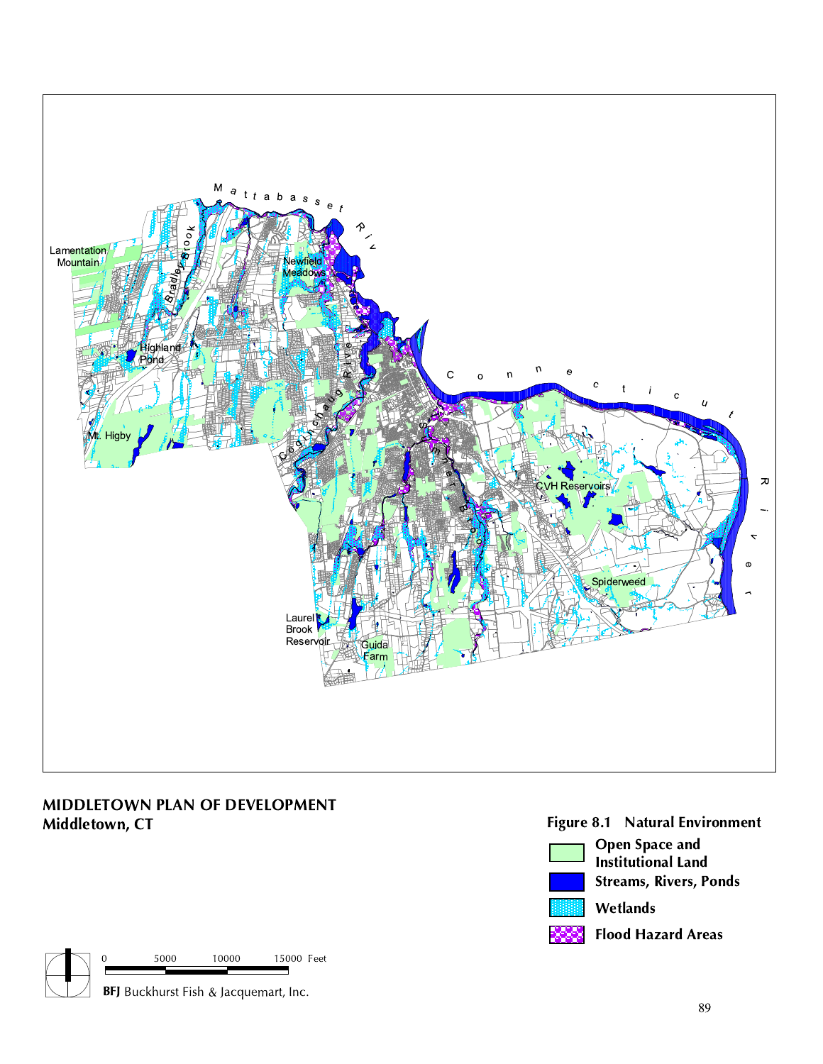**MIDDLETOWN PLAN OF DEVELOPMENT**
**Middletown, CT**

**Figure 8.1 Natural Environment**

- Open Space and Institutional Land
- Streams, Rivers, Ponds
- Wetlands
- Flood Hazard Areas

0 5000 10000 15000 Feet

**BFJ** Buckhurst Fish & Jacquemart, Inc.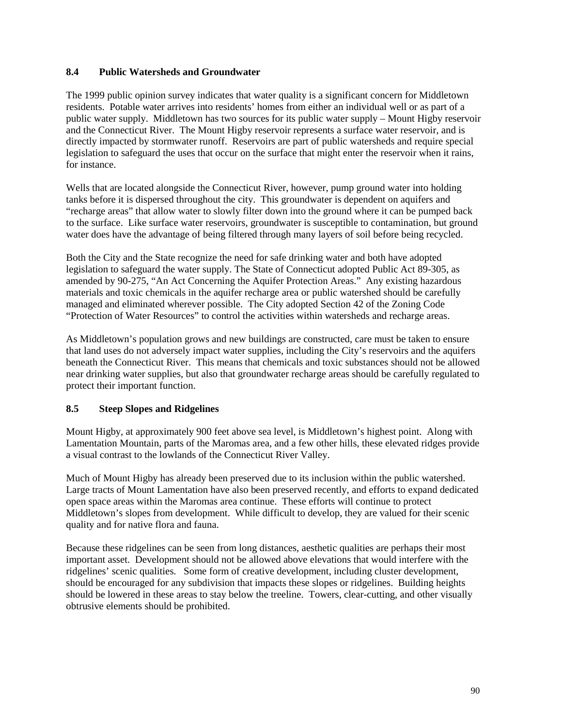### 8.4 Public Watersheds and Groundwater

The 1999 public opinion survey indicates that water quality is a significant concern for Middletown residents. Potable water arrives into residents' homes from either an individual well or as part of a public water supply. Middletown has two sources for its public water supply – Mount Higby reservoir and the Connecticut River. The Mount Higby reservoir represents a surface water reservoir, and is directly impacted by stormwater runoff. Reservoirs are part of public watersheds and require special legislation to safeguard the uses that occur on the surface that might enter the reservoir when it rains, for instance.

Wells that are located alongside the Connecticut River, however, pump ground water into holding tanks before it is dispersed throughout the city. This groundwater is dependent on aquifers and "recharge areas" that allow water to slowly filter down into the ground where it can be pumped back to the surface. Like surface water reservoirs, groundwater is susceptible to contamination, but ground water does have the advantage of being filtered through many layers of soil before being recycled.

Both the City and the State recognize the need for safe drinking water and both have adopted legislation to safeguard the water supply. The State of Connecticut adopted Public Act 89-305, as amended by 90-275, "An Act Concerning the Aquifer Protection Areas." Any existing hazardous materials and toxic chemicals in the aquifer recharge area or public watershed should be carefully managed and eliminated wherever possible. The City adopted Section 42 of the Zoning Code "Protection of Water Resources" to control the activities within watersheds and recharge areas.

As Middletown's population grows and new buildings are constructed, care must be taken to ensure that land uses do not adversely impact water supplies, including the City's reservoirs and the aquifers beneath the Connecticut River. This means that chemicals and toxic substances should not be allowed near drinking water supplies, but also that groundwater recharge areas should be carefully regulated to protect their important function.

### 8.5 Steep Slopes and Ridgelines

Mount Higby, at approximately 900 feet above sea level, is Middletown's highest point. Along with Lamentation Mountain, parts of the Maromas area, and a few other hills, these elevated ridges provide a visual contrast to the lowlands of the Connecticut River Valley.

Much of Mount Higby has already been preserved due to its inclusion within the public watershed. Large tracts of Mount Lamentation have also been preserved recently, and efforts to expand dedicated open space areas within the Maromas area continue. These efforts will continue to protect Middletown's slopes from development. While difficult to develop, they are valued for their scenic quality and for native flora and fauna.

Because these ridgelines can be seen from long distances, aesthetic qualities are perhaps their most important asset. Development should not be allowed above elevations that would interfere with the ridgelines' scenic qualities. Some form of creative development, including cluster development, should be encouraged for any subdivision that impacts these slopes or ridgelines. Building heights should be lowered in these areas to stay below the treeline. Towers, clear-cutting, and other visually obtrusive elements should be prohibited.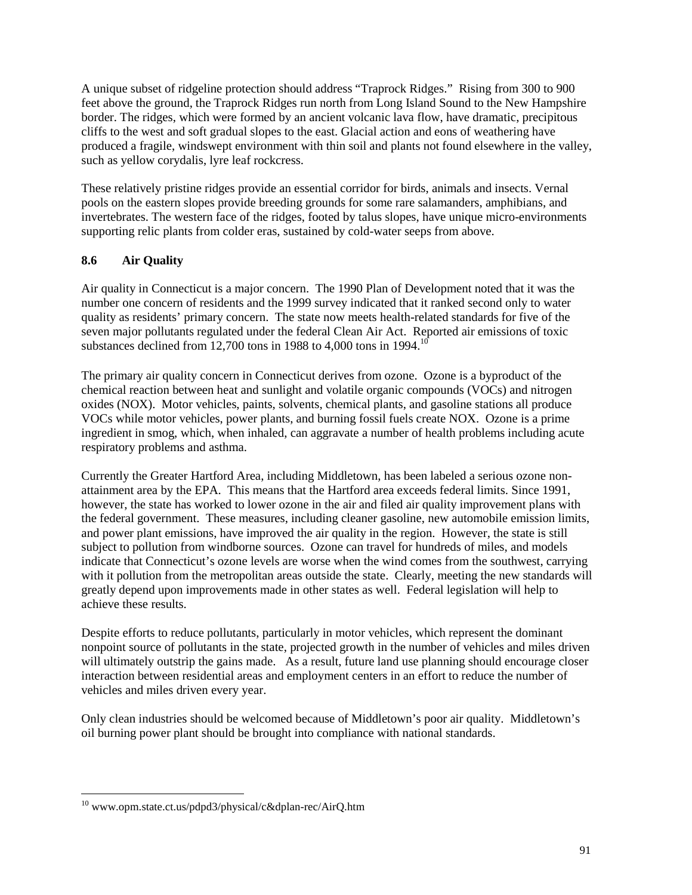A unique subset of ridgeline protection should address "Traprock Ridges." Rising from 300 to 900 feet above the ground, the Traprock Ridges run north from Long Island Sound to the New Hampshire border. The ridges, which were formed by an ancient volcanic lava flow, have dramatic, precipitous cliffs to the west and soft gradual slopes to the east. Glacial action and eons of weathering have produced a fragile, windswept environment with thin soil and plants not found elsewhere in the valley, such as yellow corydalis, lyre leaf rockcress.

These relatively pristine ridges provide an essential corridor for birds, animals and insects. Vernal pools on the eastern slopes provide breeding grounds for some rare salamanders, amphibians, and invertebrates. The western face of the ridges, footed by talus slopes, have unique micro-environments supporting relic plants from colder eras, sustained by cold-water seeps from above.

### 8.6 Air Quality

Air quality in Connecticut is a major concern. The 1990 Plan of Development noted that it was the number one concern of residents and the 1999 survey indicated that it ranked second only to water quality as residents' primary concern. The state now meets health-related standards for five of the seven major pollutants regulated under the federal Clean Air Act. Reported air emissions of toxic substances declined from 12,700 tons in 1988 to 4,000 tons in 1994.[10]

The primary air quality concern in Connecticut derives from ozone. Ozone is a byproduct of the chemical reaction between heat and sunlight and volatile organic compounds (VOCs) and nitrogen oxides (NOX). Motor vehicles, paints, solvents, chemical plants, and gasoline stations all produce VOCs while motor vehicles, power plants, and burning fossil fuels create NOX. Ozone is a prime ingredient in smog, which, when inhaled, can aggravate a number of health problems including acute respiratory problems and asthma.

Currently the Greater Hartford Area, including Middletown, has been labeled a serious ozone non-attainment area by the EPA. This means that the Hartford area exceeds federal limits. Since 1991, however, the state has worked to lower ozone in the air and filed air quality improvement plans with the federal government. These measures, including cleaner gasoline, new automobile emission limits, and power plant emissions, have improved the air quality in the region. However, the state is still subject to pollution from windborne sources. Ozone can travel for hundreds of miles, and models indicate that Connecticut's ozone levels are worse when the wind comes from the southwest, carrying with it pollution from the metropolitan areas outside the state. Clearly, meeting the new standards will greatly depend upon improvements made in other states as well. Federal legislation will help to achieve these results.

Despite efforts to reduce pollutants, particularly in motor vehicles, which represent the dominant nonpoint source of pollutants in the state, projected growth in the number of vehicles and miles driven will ultimately outstrip the gains made. As a result, future land use planning should encourage closer interaction between residential areas and employment centers in an effort to reduce the number of vehicles and miles driven every year.

Only clean industries should be welcomed because of Middletown's poor air quality. Middletown's oil burning power plant should be brought into compliance with national standards.

---

[10] www.opm.state.ct.us/pdpd3/physical/c&dplan-rec/AirQ.htm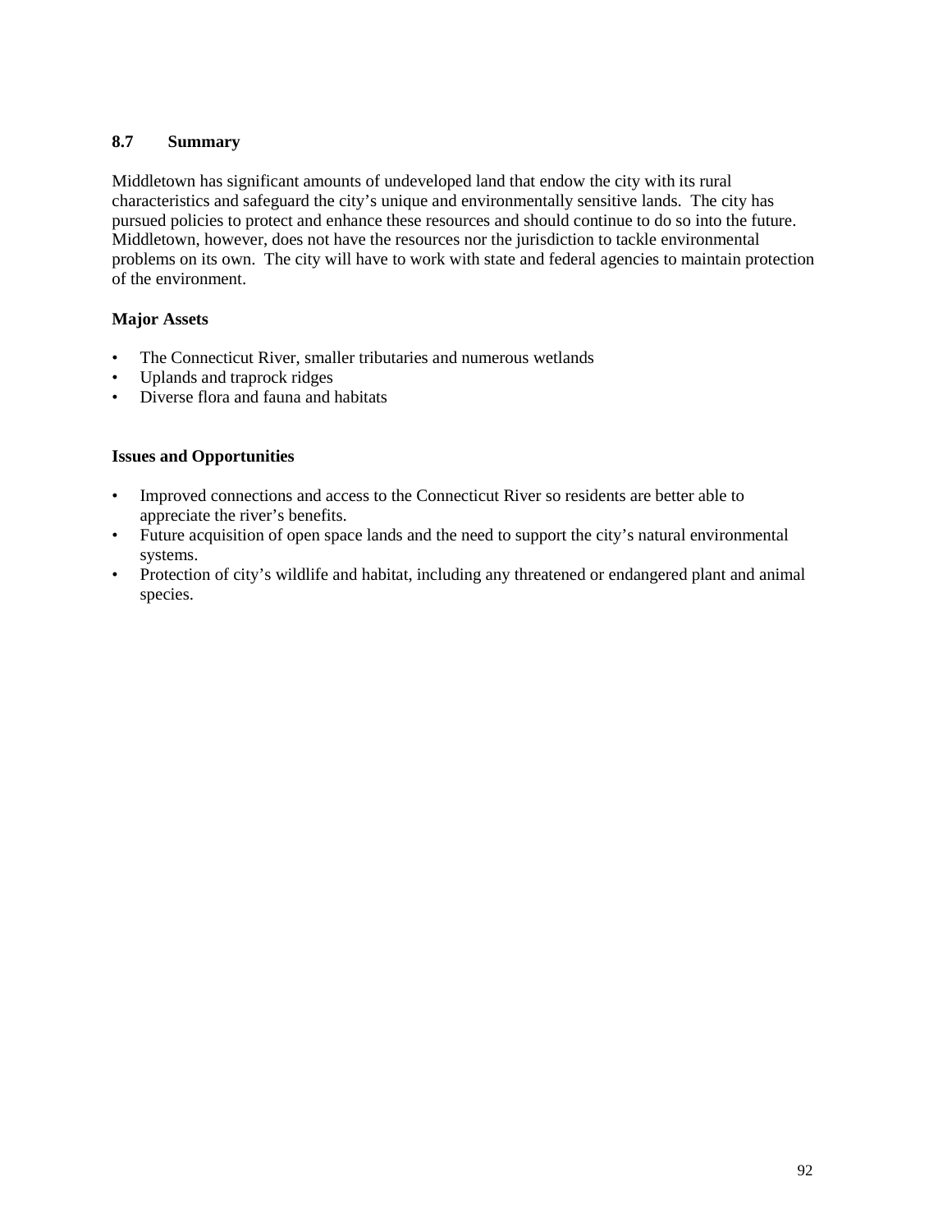### 8.7 Summary

Middletown has significant amounts of undeveloped land that endow the city with its rural characteristics and safeguard the city's unique and environmentally sensitive lands. The city has pursued policies to protect and enhance these resources and should continue to do so into the future. Middletown, however, does not have the resources nor the jurisdiction to tackle environmental problems on its own. The city will have to work with state and federal agencies to maintain protection of the environment.

**Major Assets**

- The Connecticut River, smaller tributaries and numerous wetlands
- Uplands and traprock ridges
- Diverse flora and fauna and habitats

**Issues and Opportunities**

- Improved connections and access to the Connecticut River so residents are better able to appreciate the river's benefits.
- Future acquisition of open space lands and the need to support the city's natural environmental systems.
- Protection of city's wildlife and habitat, including any threatened or endangered plant and animal species.